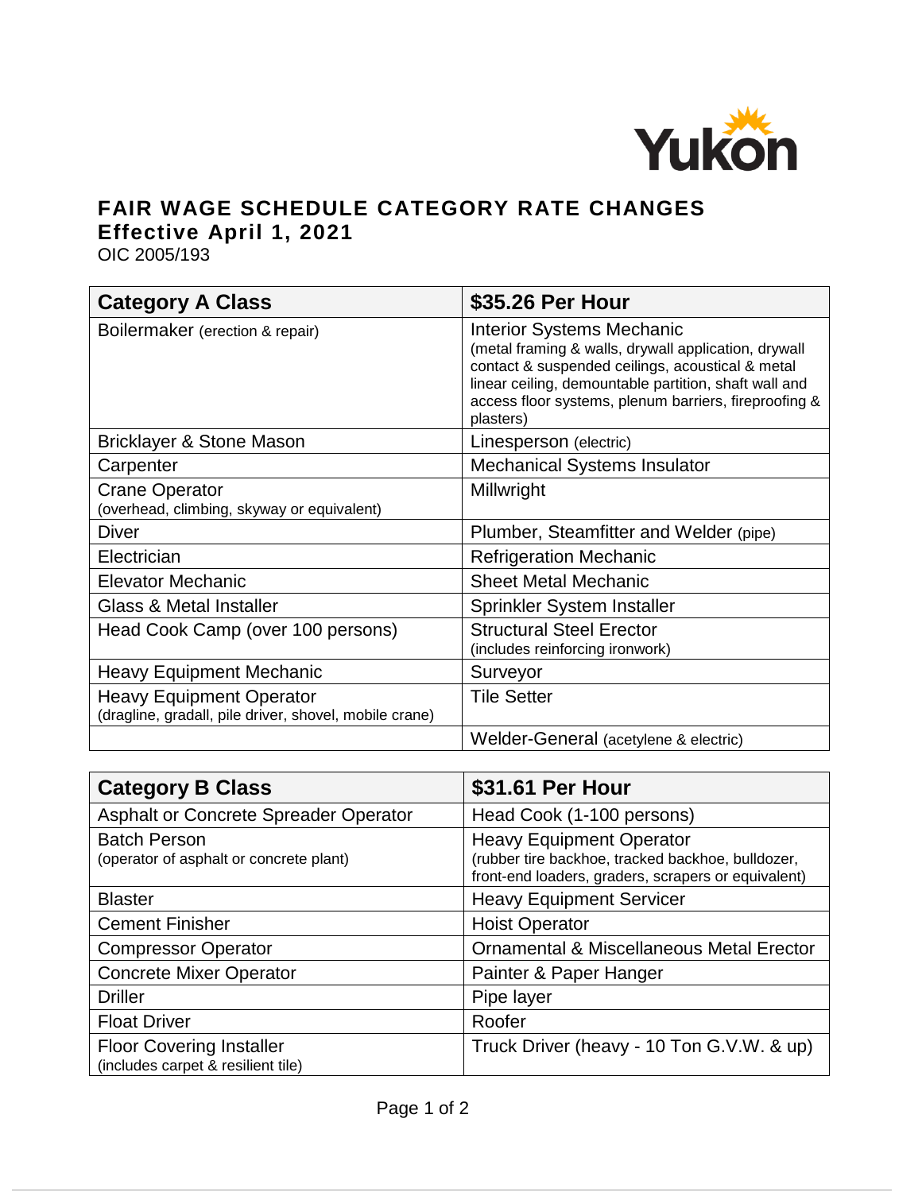Yukon

# FAIR WAGE SCHEDULE CATEGORY RATE CHANGES
## Effective April 1, 2021

OIC 2005/193

| Category A Class | $35.26 Per Hour |
|---|---|
| Boilermaker (erection & repair) | Interior Systems Mechanic (metal framing & walls, drywall application, drywall contact & suspended ceilings, acoustical & metal linear ceiling, demountable partition, shaft wall and access floor systems, plenum barriers, fireproofing & plasters) |
| Bricklayer & Stone Mason | Linesperson (electric) |
| Carpenter | Mechanical Systems Insulator |
| Crane Operator (overhead, climbing, skyway or equivalent) | Millwright |
| Diver | Plumber, Steamfitter and Welder (pipe) |
| Electrician | Refrigeration Mechanic |
| Elevator Mechanic | Sheet Metal Mechanic |
| Glass & Metal Installer | Sprinkler System Installer |
| Head Cook Camp (over 100 persons) | Structural Steel Erector (includes reinforcing ironwork) |
| Heavy Equipment Mechanic | Surveyor |
| Heavy Equipment Operator (dragline, gradall, pile driver, shovel, mobile crane) | Tile Setter |
| | Welder-General (acetylene & electric) |

| Category B Class | $31.61 Per Hour |
|---|---|
| Asphalt or Concrete Spreader Operator | Head Cook (1-100 persons) |
| Batch Person (operator of asphalt or concrete plant) | Heavy Equipment Operator (rubber tire backhoe, tracked backhoe, bulldozer, front-end loaders, graders, scrapers or equivalent) |
| Blaster | Heavy Equipment Servicer |
| Cement Finisher | Hoist Operator |
| Compressor Operator | Ornamental & Miscellaneous Metal Erector |
| Concrete Mixer Operator | Painter & Paper Hanger |
| Driller | Pipe layer |
| Float Driver | Roofer |
| Floor Covering Installer (includes carpet & resilient tile) | Truck Driver (heavy - 10 Ton G.V.W. & up) |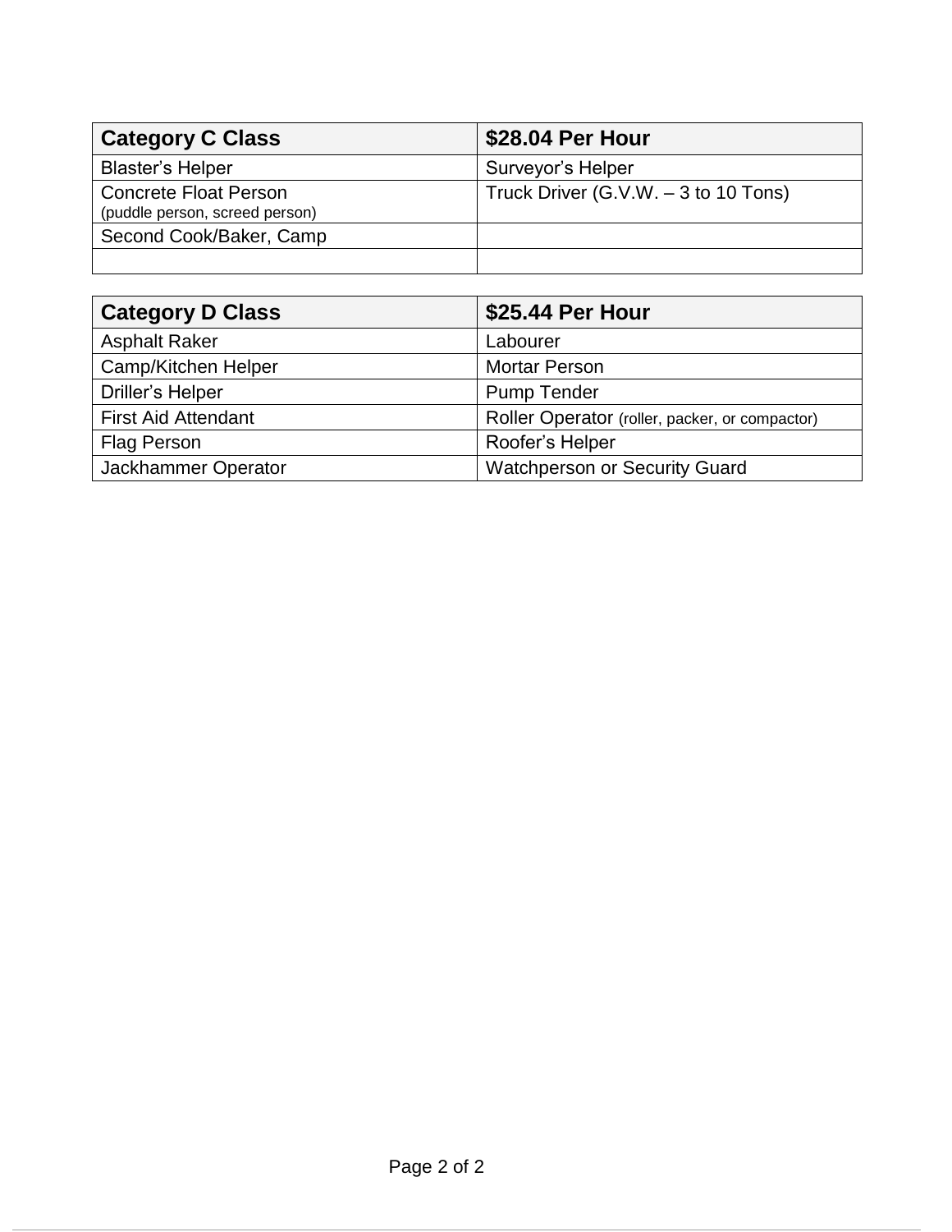| **Category C Class** | **$28.04 Per Hour** |
|---|---|
| Blaster’s Helper | Surveyor’s Helper |
| Concrete Float Person (puddle person, screed person) | Truck Driver (G.V.W. – 3 to 10 Tons) |
| Second Cook/Baker, Camp | |
| | |

| **Category D Class** | **$25.44 Per Hour** |
|---|---|
| Asphalt Raker | Labourer |
| Camp/Kitchen Helper | Mortar Person |
| Driller’s Helper | Pump Tender |
| First Aid Attendant | Roller Operator (roller, packer, or compactor) |
| Flag Person | Roofer’s Helper |
| Jackhammer Operator | Watchperson or Security Guard |